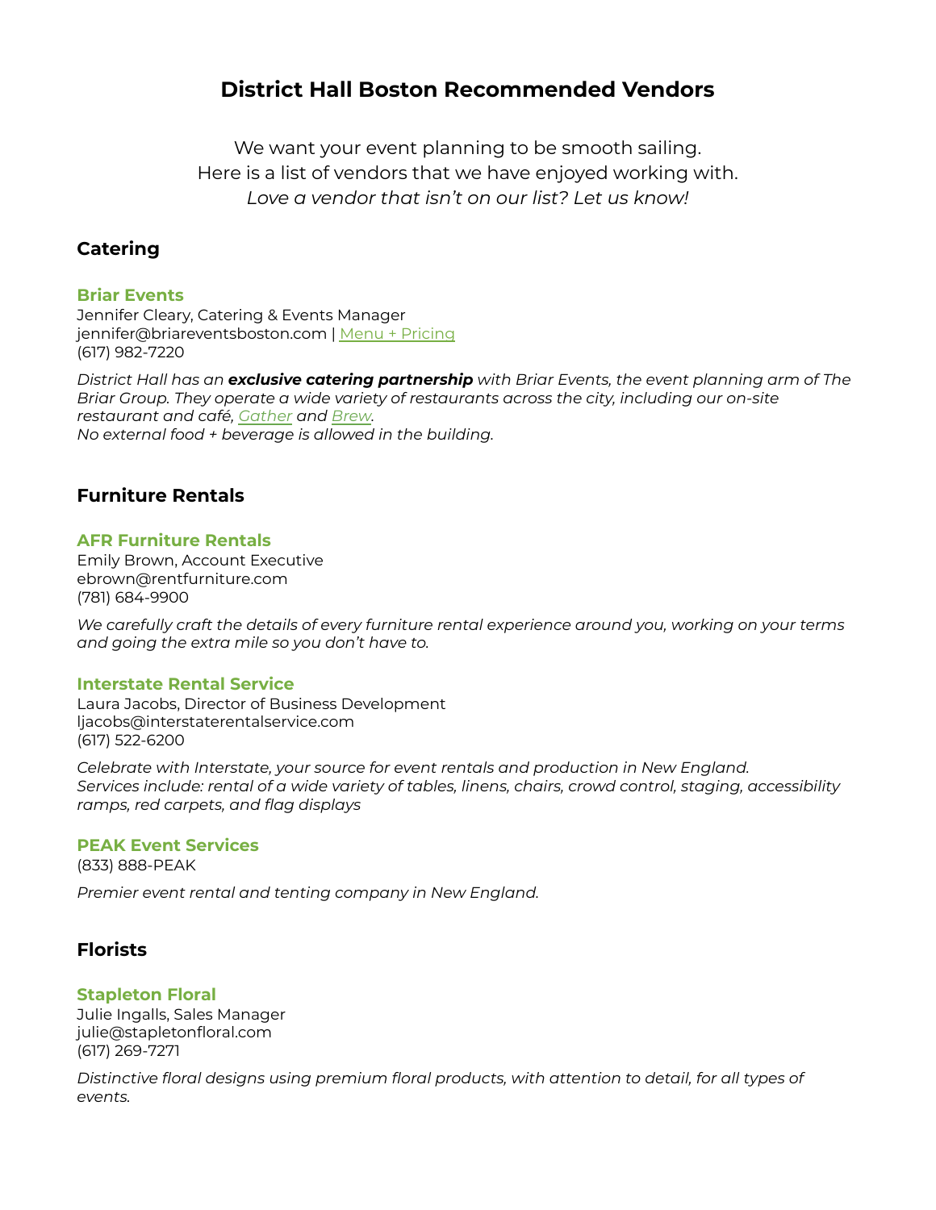# District Hall Boston Recommended Vendors

We want your event planning to be smooth sailing.
Here is a list of vendors that we have enjoyed working with.
*Love a vendor that isn't on our list? Let us know!*

## Catering

### Briar Events

Jennifer Cleary, Catering & Events Manager
jennifer@briareventsboston.com | Menu + Pricing
(617) 982-7220

*District Hall has an **exclusive catering partnership** with Briar Events, the event planning arm of The Briar Group. They operate a wide variety of restaurants across the city, including our on-site restaurant and café, Gather and Brew.*
*No external food + beverage is allowed in the building.*

## Furniture Rentals

### AFR Furniture Rentals

Emily Brown, Account Executive
ebrown@rentfurniture.com
(781) 684-9900

*We carefully craft the details of every furniture rental experience around you, working on your terms and going the extra mile so you don't have to.*

### Interstate Rental Service

Laura Jacobs, Director of Business Development
ljacobs@interstaterentalservice.com
(617) 522-6200

*Celebrate with Interstate, your source for event rentals and production in New England.*
*Services include: rental of a wide variety of tables, linens, chairs, crowd control, staging, accessibility ramps, red carpets, and flag displays*

### PEAK Event Services

(833) 888-PEAK

*Premier event rental and tenting company in New England.*

## Florists

### Stapleton Floral

Julie Ingalls, Sales Manager
julie@stapletonfloral.com
(617) 269-7271

*Distinctive floral designs using premium floral products, with attention to detail, for all types of events.*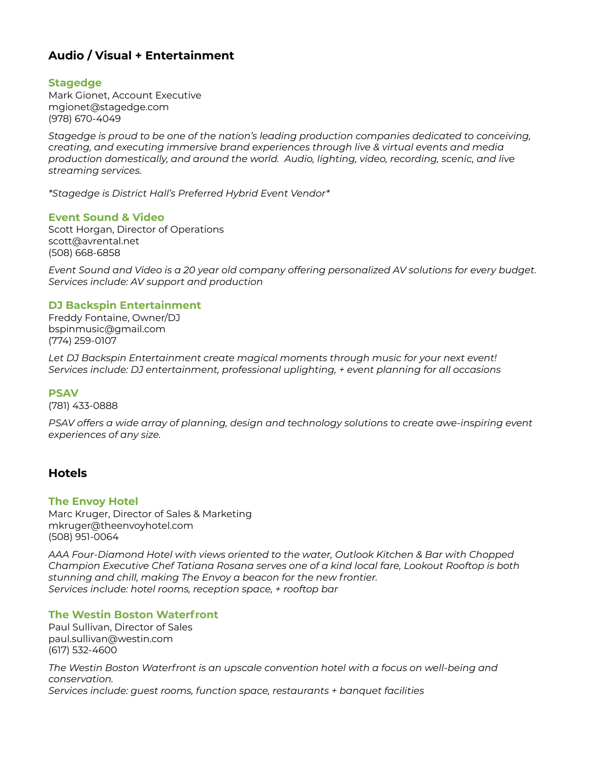## Audio / Visual + Entertainment

### Stagedge

Mark Gionet, Account Executive
mgionet@stagedge.com
(978) 670-4049

*Stagedge is proud to be one of the nation's leading production companies dedicated to conceiving, creating, and executing immersive brand experiences through live & virtual events and media production domestically, and around the world. Audio, lighting, video, recording, scenic, and live streaming services.*

*\*Stagedge is District Hall's Preferred Hybrid Event Vendor\**

### Event Sound & Video

Scott Horgan, Director of Operations
scott@avrental.net
(508) 668-6858

*Event Sound and Video is a 20 year old company offering personalized AV solutions for every budget.*
*Services include: AV support and production*

### DJ Backspin Entertainment

Freddy Fontaine, Owner/DJ
bspinmusic@gmail.com
(774) 259-0107

*Let DJ Backspin Entertainment create magical moments through music for your next event!*
*Services include: DJ entertainment, professional uplighting, + event planning for all occasions*

### PSAV

(781) 433-0888

*PSAV offers a wide array of planning, design and technology solutions to create awe-inspiring event experiences of any size.*

## Hotels

### The Envoy Hotel

Marc Kruger, Director of Sales & Marketing
mkruger@theenvoyhotel.com
(508) 951-0064

*AAA Four-Diamond Hotel with views oriented to the water, Outlook Kitchen & Bar with Chopped Champion Executive Chef Tatiana Rosana serves one of a kind local fare, Lookout Rooftop is both stunning and chill, making The Envoy a beacon for the new frontier.*
*Services include: hotel rooms, reception space, + rooftop bar*

### The Westin Boston Waterfront

Paul Sullivan, Director of Sales
paul.sullivan@westin.com
(617) 532-4600

*The Westin Boston Waterfront is an upscale convention hotel with a focus on well-being and conservation.*
*Services include: guest rooms, function space, restaurants + banquet facilities*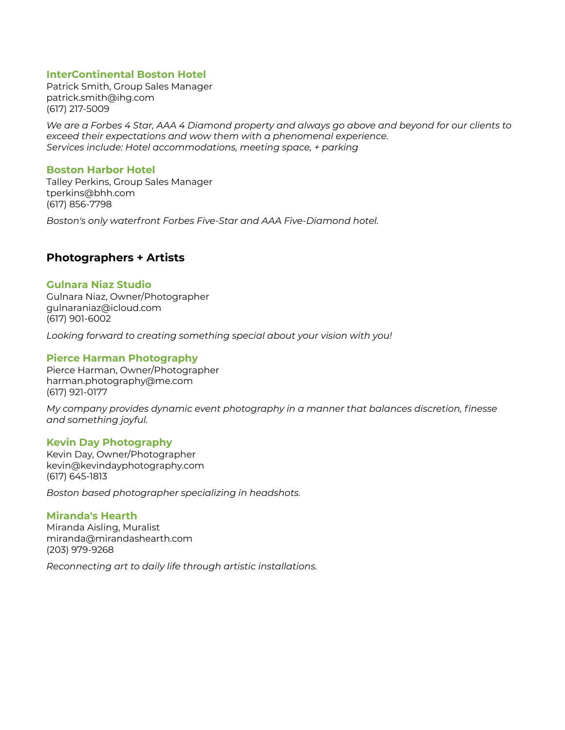### InterContinental Boston Hotel

Patrick Smith, Group Sales Manager
patrick.smith@ihg.com
(617) 217-5009

*We are a Forbes 4 Star, AAA 4 Diamond property and always go above and beyond for our clients to exceed their expectations and wow them with a phenomenal experience.*
*Services include: Hotel accommodations, meeting space, + parking*

### Boston Harbor Hotel

Talley Perkins, Group Sales Manager
tperkins@bhh.com
(617) 856-7798

*Boston's only waterfront Forbes Five-Star and AAA Five-Diamond hotel.*

## Photographers + Artists

### Gulnara Niaz Studio

Gulnara Niaz, Owner/Photographer
gulnaraniaz@icloud.com
(617) 901-6002

*Looking forward to creating something special about your vision with you!*

### Pierce Harman Photography

Pierce Harman, Owner/Photographer
harman.photography@me.com
(617) 921-0177

*My company provides dynamic event photography in a manner that balances discretion, finesse and something joyful.*

### Kevin Day Photography

Kevin Day, Owner/Photographer
kevin@kevindayphotography.com
(617) 645-1813

*Boston based photographer specializing in headshots.*

### Miranda's Hearth

Miranda Aisling, Muralist
miranda@mirandashearth.com
(203) 979-9268

*Reconnecting art to daily life through artistic installations.*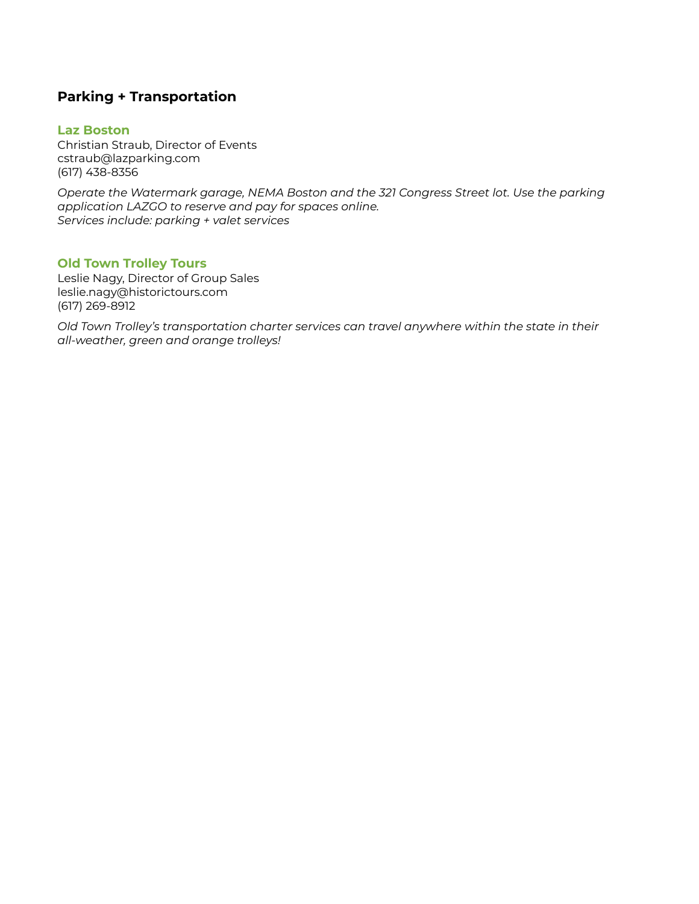## Parking + Transportation

### Laz Boston

Christian Straub, Director of Events
cstraub@lazparking.com
(617) 438-8356

*Operate the Watermark garage, NEMA Boston and the 321 Congress Street lot. Use the parking application LAZGO to reserve and pay for spaces online.*
*Services include: parking + valet services*

### Old Town Trolley Tours

Leslie Nagy, Director of Group Sales
leslie.nagy@historictours.com
(617) 269-8912

*Old Town Trolley's transportation charter services can travel anywhere within the state in their all-weather, green and orange trolleys!*